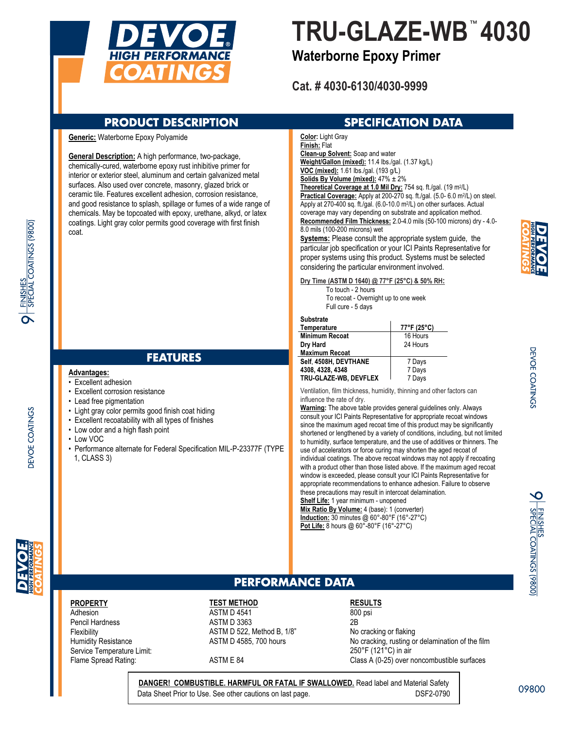// DEVOE HIGH PERFORMANCE COATINGS

# TRU-GLAZE-WB™ 4030

## Waterborne Epoxy Primer

**Cat. # 4030-6130/4030-9999**

## PRODUCT DESCRIPTION

**Generic:** Waterborne Epoxy Polyamide

**General Description:** A high performance, two-package, chemically-cured, waterborne epoxy rust inhibitive primer for interior or exterior steel, aluminum and certain galvanized metal surfaces. Also used over concrete, masonry, glazed brick or ceramic tile. Features excellent adhesion, corrosion resistance, and good resistance to splash, spillage or fumes of a wide range of chemicals. May be topcoated with epoxy, urethane, alkyd, or latex coatings. Light gray color permits good coverage with first finish coat.

## FEATURES

**Advantages:**

- Excellent adhesion
- Excellent corrosion resistance
- Lead free pigmentation
- Light gray color permits good finish coat hiding
- Excellent recoatability with all types of finishes
- Low odor and a high flash point
- Low VOC
- Performance alternate for Federal Specification MIL-P-23377F (TYPE 1, CLASS 3)

## SPECIFICATION DATA

**Color:** Light Gray
**Finish:** Flat
**Clean-up Solvent:** Soap and water
**Weight/Gallon (mixed):** 11.4 lbs./gal. (1.37 kg/L)
**VOC (mixed):** 1.61 lbs./gal. (193 g/L)
**Solids By Volume (mixed):** 47% ± 2%
**Theoretical Coverage at 1.0 Mil Dry:** 754 sq. ft./gal. (19 m²/L)
**Practical Coverage:** Apply at 200-270 sq. ft./gal. (5.0- 6.0 m²/L) on steel. Apply at 270-400 sq. ft./gal. (6.0-10.0 m²/L) on other surfaces. Actual coverage may vary depending on substrate and application method.
**Recommended Film Thickness:** 2.0-4.0 mils (50-100 microns) dry - 4.0-8.0 mils (100-200 microns) wet
**Systems:** Please consult the appropriate system guide, the particular job specification or your ICI Paints Representative for proper systems using this product. Systems must be selected considering the particular environment involved.

**Dry Time (ASTM D 1640) @ 77°F (25°C) & 50% RH:**

To touch - 2 hours
To recoat - Overnight up to one week
Full cure - 5 days

| Substrate Temperature | 77°F (25°C) |
|---|---|
| **Minimum Recoat** | 16 Hours |
| **Dry Hard** | 24 Hours |
| **Maximum Recoat** | |
| **Self, 4508H, DEVTHANE** | 7 Days |
| **4308, 4328, 4348** | 7 Days |
| **TRU-GLAZE-WB, DEVFLEX** | 7 Days |

Ventilation, film thickness, humidity, thinning and other factors can influence the rate of dry.

**Warning:** The above table provides general guidelines only. Always consult your ICI Paints Representative for appropriate recoat windows since the maximum aged recoat time of this product may be significantly shortened or lengthened by a variety of conditions, including, but not limited to humidity, surface temperature, and the use of additives or thinners. The use of accelerators or force curing may shorten the aged recoat of individual coatings. The above recoat windows may not apply if recoating with a product other than those listed above. If the maximum aged recoat window is exceeded, please consult your ICI Paints Representative for appropriate recommendations to enhance adhesion. Failure to observe these precautions may result in intercoat delamination.
**Shelf Life:** 1 year minimum - unopened
**Mix Ratio By Volume:** 4 (base): 1 (converter)
**Induction:** 30 minutes @ 60°-80°F (16°-27°C)
**Pot Life:** 8 hours @ 60°-80°F (16°-27°C)

## PERFORMANCE DATA

| PROPERTY | TEST METHOD | RESULTS |
|---|---|---|
| Adhesion | ASTM D 4541 | 800 psi |
| Pencil Hardness | ASTM D 3363 | 2B |
| Flexibility | ASTM D 522, Method B, 1/8" | No cracking or flaking |
| Humidity Resistance | ASTM D 4585, 700 hours | No cracking, rusting or delamination of the film |
| Service Temperature Limit: | | 250°F (121°C) in air |
| Flame Spread Rating: | ASTM E 84 | Class A (0-25) over noncombustible surfaces |

**DANGER! COMBUSTIBLE. HARMFUL OR FATAL IF SWALLOWED.** Read label and Material Safety Data Sheet Prior to Use. See other cautions on last page. DSF2-0790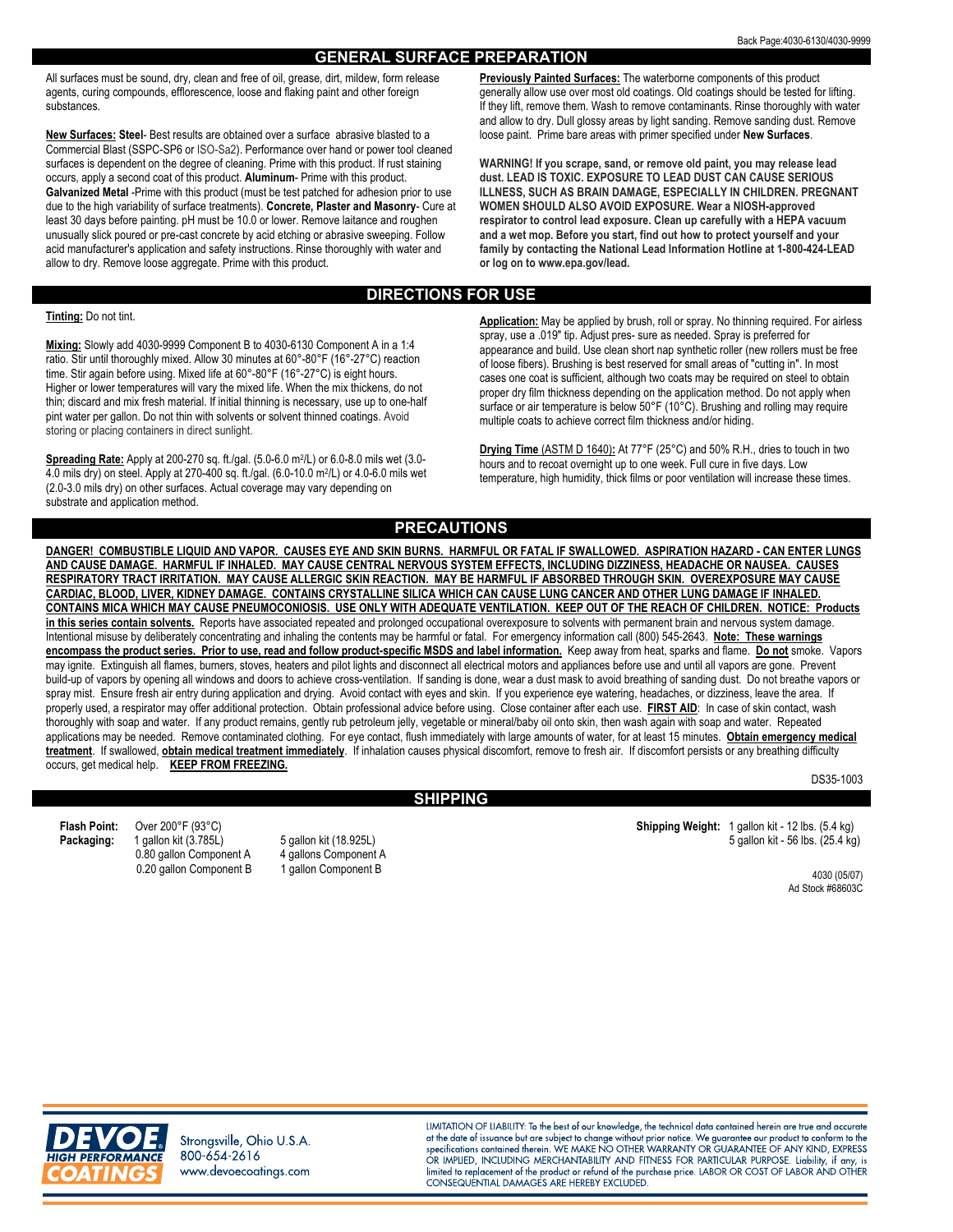## GENERAL SURFACE PREPARATION

All surfaces must be sound, dry, clean and free of oil, grease, dirt, mildew, form release agents, curing compounds, efflorescence, loose and flaking paint and other foreign substances.

**New Surfaces: Steel**- Best results are obtained over a surface abrasive blasted to a Commercial Blast (SSPC-SP6 or ISO-Sa2). Performance over hand or power tool cleaned surfaces is dependent on the degree of cleaning. Prime with this product. If rust staining occurs, apply a second coat of this product. **Aluminum**- Prime with this product. **Galvanized Metal** -Prime with this product (must be test patched for adhesion prior to use due to the high variability of surface treatments). **Concrete, Plaster and Masonry**- Cure at least 30 days before painting. pH must be 10.0 or lower. Remove laitance and roughen unusually slick poured or pre-cast concrete by acid etching or abrasive sweeping. Follow acid manufacturer's application and safety instructions. Rinse thoroughly with water and allow to dry. Remove loose aggregate. Prime with this product.

**Previously Painted Surfaces:** The waterborne components of this product generally allow use over most old coatings. Old coatings should be tested for lifting. If they lift, remove them. Wash to remove contaminants. Rinse thoroughly with water and allow to dry. Dull glossy areas by light sanding. Remove sanding dust. Remove loose paint. Prime bare areas with primer specified under **New Surfaces**.

**WARNING! If you scrape, sand, or remove old paint, you may release lead dust. LEAD IS TOXIC. EXPOSURE TO LEAD DUST CAN CAUSE SERIOUS ILLNESS, SUCH AS BRAIN DAMAGE, ESPECIALLY IN CHILDREN. PREGNANT WOMEN SHOULD ALSO AVOID EXPOSURE. Wear a NIOSH-approved respirator to control lead exposure. Clean up carefully with a HEPA vacuum and a wet mop. Before you start, find out how to protect yourself and your family by contacting the National Lead Information Hotline at 1-800-424-LEAD or log on to www.epa.gov/lead.**

## DIRECTIONS FOR USE

**Tinting:** Do not tint.

**Mixing:** Slowly add 4030-9999 Component B to 4030-6130 Component A in a 1:4 ratio. Stir until thoroughly mixed. Allow 30 minutes at 60°-80°F (16°-27°C) reaction time. Stir again before using. Mixed life at 60°-80°F (16°-27°C) is eight hours. Higher or lower temperatures will vary the mixed life. When the mix thickens, do not thin; discard and mix fresh material. If initial thinning is necessary, use up to one-half pint water per gallon. Do not thin with solvents or solvent thinned coatings. Avoid storing or placing containers in direct sunlight.

**Spreading Rate:** Apply at 200-270 sq. ft./gal. (5.0-6.0 m²/L) or 6.0-8.0 mils wet (3.0-4.0 mils dry) on steel. Apply at 270-400 sq. ft./gal. (6.0-10.0 m²/L) or 4.0-6.0 mils wet (2.0-3.0 mils dry) on other surfaces. Actual coverage may vary depending on substrate and application method.

**Application:** May be applied by brush, roll or spray. No thinning required. For airless spray, use a .019" tip. Adjust pres- sure as needed. Spray is preferred for appearance and build. Use clean short nap synthetic roller (new rollers must be free of loose fibers). Brushing is best reserved for small areas of "cutting in". In most cases one coat is sufficient, although two coats may be required on steel to obtain proper dry film thickness depending on the application method. Do not apply when surface or air temperature is below 50°F (10°C). Brushing and rolling may require multiple coats to achieve correct film thickness and/or hiding.

**Drying Time** (ASTM D 1640)**:** At 77°F (25°C) and 50% R.H., dries to touch in two hours and to recoat overnight up to one week. Full cure in five days. Low temperature, high humidity, thick films or poor ventilation will increase these times.

## PRECAUTIONS

**DANGER! COMBUSTIBLE LIQUID AND VAPOR. CAUSES EYE AND SKIN BURNS. HARMFUL OR FATAL IF SWALLOWED. ASPIRATION HAZARD - CAN ENTER LUNGS AND CAUSE DAMAGE. HARMFUL IF INHALED. MAY CAUSE CENTRAL NERVOUS SYSTEM EFFECTS, INCLUDING DIZZINESS, HEADACHE OR NAUSEA. CAUSES RESPIRATORY TRACT IRRITATION. MAY CAUSE ALLERGIC SKIN REACTION. MAY BE HARMFUL IF ABSORBED THROUGH SKIN. OVEREXPOSURE MAY CAUSE CARDIAC, BLOOD, LIVER, KIDNEY DAMAGE. CONTAINS CRYSTALLINE SILICA WHICH CAN CAUSE LUNG CANCER AND OTHER LUNG DAMAGE IF INHALED. CONTAINS MICA WHICH MAY CAUSE PNEUMOCONIOSIS. USE ONLY WITH ADEQUATE VENTILATION. KEEP OUT OF THE REACH OF CHILDREN. NOTICE: Products in this series contain solvents.** Reports have associated repeated and prolonged occupational overexposure to solvents with permanent brain and nervous system damage. Intentional misuse by deliberately concentrating and inhaling the contents may be harmful or fatal. For emergency information call (800) 545-2643. **Note: These warnings encompass the product series. Prior to use, read and follow product-specific MSDS and label information.** Keep away from heat, sparks and flame. **Do not** smoke. Vapors may ignite. Extinguish all flames, burners, stoves, heaters and pilot lights and disconnect all electrical motors and appliances before use and until all vapors are gone. Prevent build-up of vapors by opening all windows and doors to achieve cross-ventilation. If sanding is done, wear a dust mask to avoid breathing of sanding dust. Do not breathe vapors or spray mist. Ensure fresh air entry during application and drying. Avoid contact with eyes and skin. If you experience eye watering, headaches, or dizziness, leave the area. If properly used, a respirator may offer additional protection. Obtain professional advice before using. Close container after each use. **FIRST AID**: In case of skin contact, wash thoroughly with soap and water. If any product remains, gently rub petroleum jelly, vegetable or mineral/baby oil onto skin, then wash again with soap and water. Repeated applications may be needed. Remove contaminated clothing. For eye contact, flush immediately with large amounts of water, for at least 15 minutes. **Obtain emergency medical treatment**. If swallowed, **obtain medical treatment immediately**. If inhalation causes physical discomfort, remove to fresh air. If discomfort persists or any breathing difficulty occurs, get medical help. **KEEP FROM FREEZING.**

DS35-1003

## SHIPPING

**Flash Point:** Over 200°F (93°C)

**Packaging:**

| | |
|---|---|
| 1 gallon kit (3.785L) | 5 gallon kit (18.925L) |
| 0.80 gallon Component A | 4 gallons Component A |
| 0.20 gallon Component B | 1 gallon Component B |

**Shipping Weight:** 1 gallon kit - 12 lbs. (5.4 kg)
5 gallon kit - 56 lbs. (25.4 kg)

4030 (05/07)
Ad Stock #68603C

DEVOE HIGH PERFORMANCE COATINGS
Strongsville, Ohio U.S.A.
800-654-2616
www.devoecoatings.com

LIMITATION OF LIABILITY: To the best of our knowledge, the technical data contained herein are true and accurate at the date of issuance but are subject to change without prior notice. We guarantee our product to conform to the specifications contained therein. WE MAKE NO OTHER WARRANTY OR GUARANTEE OF ANY KIND, EXPRESS OR IMPLIED, INCLUDING MERCHANTABILITY AND FITNESS FOR PARTICULAR PURPOSE. Liability, if any, is limited to replacement of the product or refund of the purchase price. LABOR OR COST OF LABOR AND OTHER CONSEQUENTIAL DAMAGES ARE HEREBY EXCLUDED.